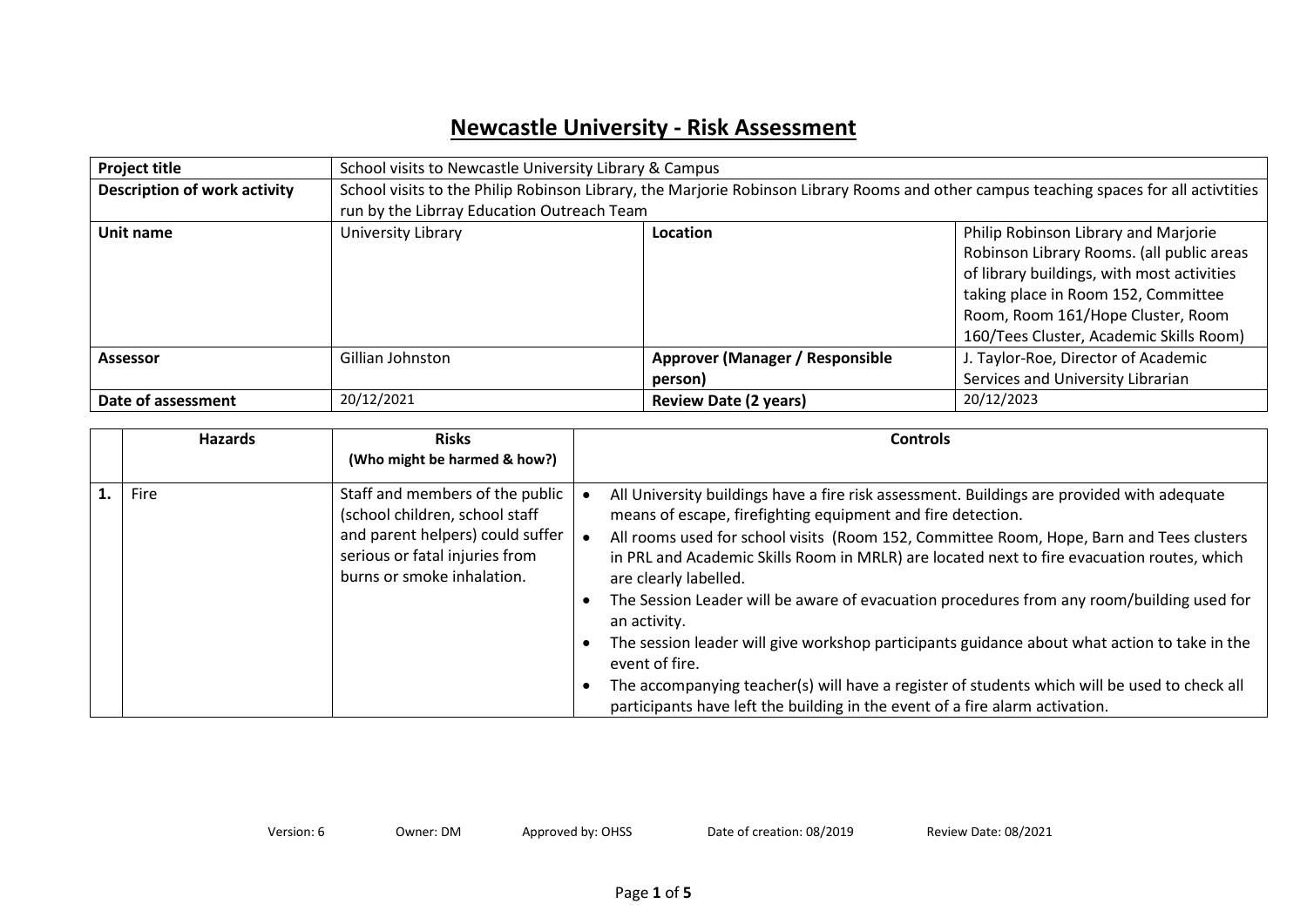# Newcastle University - Risk Assessment

| **Project title** | School visits to Newcastle University Library & Campus | | |
|---|---|---|---|
| **Description of work activity** | School visits to the Philip Robinson Library, the Marjorie Robinson Library Rooms and other campus teaching spaces for all activtities run by the Librray Education Outreach Team | | |
| **Unit name** | University Library | **Location** | Philip Robinson Library and Marjorie Robinson Library Rooms. (all public areas of library buildings, with most activities taking place in Room 152, Committee Room, Room 161/Hope Cluster, Room 160/Tees Cluster, Academic Skills Room) |
| **Assessor** | Gillian Johnston | **Approver (Manager / Responsible person)** | J. Taylor-Roe, Director of Academic Services and University Librarian |
| **Date of assessment** | 20/12/2021 | **Review Date (2 years)** | 20/12/2023 |

| | **Hazards** | **Risks (Who might be harmed & how?)** | **Controls** |
|---|---|---|---|
| **1.** | Fire | Staff and members of the public (school children, school staff and parent helpers) could suffer serious or fatal injuries from burns or smoke inhalation. | • All University buildings have a fire risk assessment. Buildings are provided with adequate means of escape, firefighting equipment and fire detection.<br>• All rooms used for school visits (Room 152, Committee Room, Hope, Barn and Tees clusters in PRL and Academic Skills Room in MRLR) are located next to fire evacuation routes, which are clearly labelled.<br>• The Session Leader will be aware of evacuation procedures from any room/building used for an activity.<br>• The session leader will give workshop participants guidance about what action to take in the event of fire.<br>• The accompanying teacher(s) will have a register of students which will be used to check all participants have left the building in the event of a fire alarm activation. |

Version: 6 Owner: DM Approved by: OHSS Date of creation: 08/2019 Review Date: 08/2021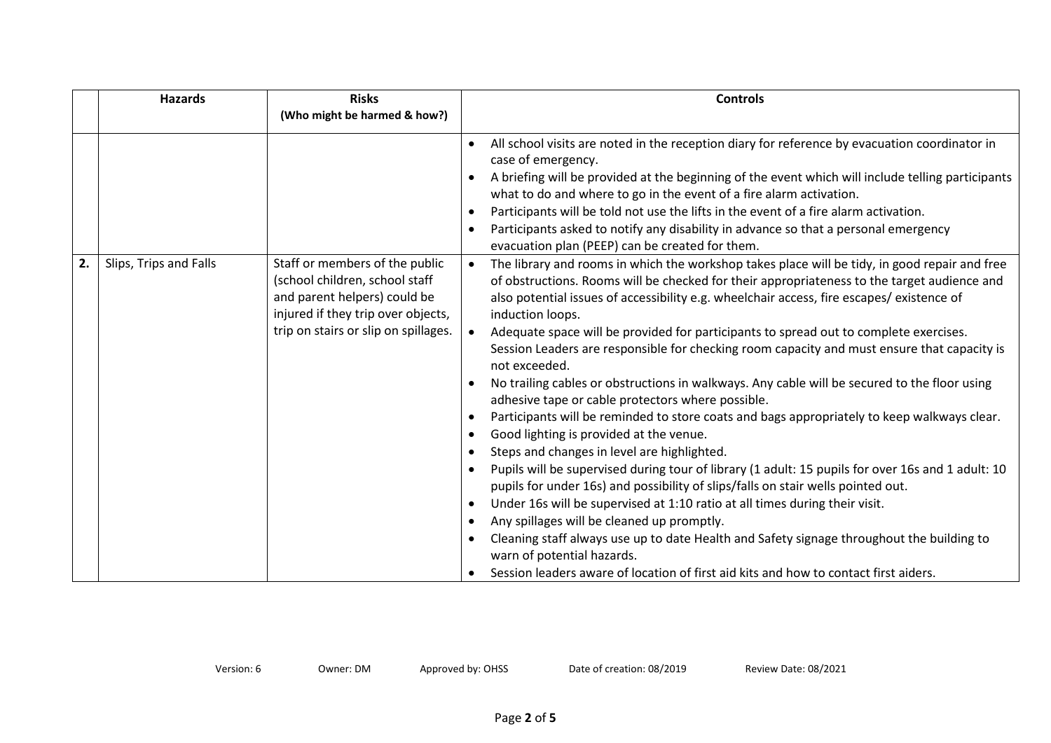|  | Hazards | Risks (Who might be harmed & how?) | Controls |
|---|---|---|---|
|  |  |  | • All school visits are noted in the reception diary for reference by evacuation coordinator in case of emergency.<br>• A briefing will be provided at the beginning of the event which will include telling participants what to do and where to go in the event of a fire alarm activation.<br>• Participants will be told not use the lifts in the event of a fire alarm activation.<br>• Participants asked to notify any disability in advance so that a personal emergency evacuation plan (PEEP) can be created for them. |
| 2. | Slips, Trips and Falls | Staff or members of the public (school children, school staff and parent helpers) could be injured if they trip over objects, trip on stairs or slip on spillages. | • The library and rooms in which the workshop takes place will be tidy, in good repair and free of obstructions. Rooms will be checked for their appropriateness to the target audience and also potential issues of accessibility e.g. wheelchair access, fire escapes/ existence of induction loops.<br>• Adequate space will be provided for participants to spread out to complete exercises. Session Leaders are responsible for checking room capacity and must ensure that capacity is not exceeded.<br>• No trailing cables or obstructions in walkways. Any cable will be secured to the floor using adhesive tape or cable protectors where possible.<br>• Participants will be reminded to store coats and bags appropriately to keep walkways clear.<br>• Good lighting is provided at the venue.<br>• Steps and changes in level are highlighted.<br>• Pupils will be supervised during tour of library (1 adult: 15 pupils for over 16s and 1 adult: 10 pupils for under 16s) and possibility of slips/falls on stair wells pointed out.<br>• Under 16s will be supervised at 1:10 ratio at all times during their visit.<br>• Any spillages will be cleaned up promptly.<br>• Cleaning staff always use up to date Health and Safety signage throughout the building to warn of potential hazards.<br>• Session leaders aware of location of first aid kits and how to contact first aiders. |

Version: 6 Owner: DM Approved by: OHSS Date of creation: 08/2019 Review Date: 08/2021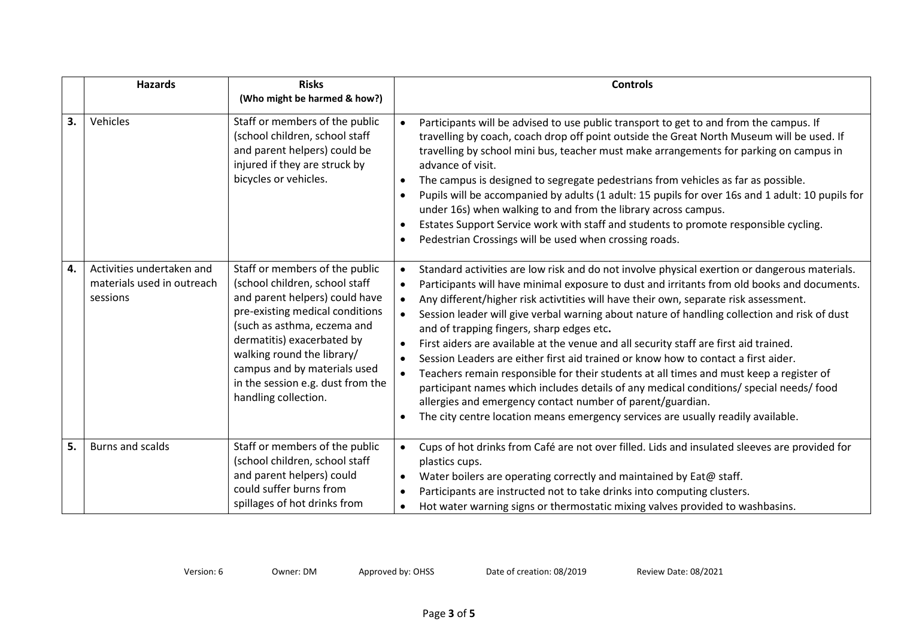| | Hazards | Risks (Who might be harmed & how?) | Controls |
|---|---|---|---|
| 3. | Vehicles | Staff or members of the public (school children, school staff and parent helpers) could be injured if they are struck by bicycles or vehicles. | • Participants will be advised to use public transport to get to and from the campus. If travelling by coach, coach drop off point outside the Great North Museum will be used. If travelling by school mini bus, teacher must make arrangements for parking on campus in advance of visit.<br>• The campus is designed to segregate pedestrians from vehicles as far as possible.<br>• Pupils will be accompanied by adults (1 adult: 15 pupils for over 16s and 1 adult: 10 pupils for under 16s) when walking to and from the library across campus.<br>• Estates Support Service work with staff and students to promote responsible cycling.<br>• Pedestrian Crossings will be used when crossing roads. |
| 4. | Activities undertaken and materials used in outreach sessions | Staff or members of the public (school children, school staff and parent helpers) could have pre-existing medical conditions (such as asthma, eczema and dermatitis) exacerbated by walking round the library/ campus and by materials used in the session e.g. dust from the handling collection. | • Standard activities are low risk and do not involve physical exertion or dangerous materials.<br>• Participants will have minimal exposure to dust and irritants from old books and documents.<br>• Any different/higher risk activtities will have their own, separate risk assessment.<br>• Session leader will give verbal warning about nature of handling collection and risk of dust and of trapping fingers, sharp edges etc**.**<br>• First aiders are available at the venue and all security staff are first aid trained.<br>• Session Leaders are either first aid trained or know how to contact a first aider.<br>• Teachers remain responsible for their students at all times and must keep a register of participant names which includes details of any medical conditions/ special needs/ food allergies and emergency contact number of parent/guardian.<br>• The city centre location means emergency services are usually readily available. |
| 5. | Burns and scalds | Staff or members of the public (school children, school staff and parent helpers) could could suffer burns from spillages of hot drinks from | • Cups of hot drinks from Café are not over filled. Lids and insulated sleeves are provided for plastics cups.<br>• Water boilers are operating correctly and maintained by Eat@ staff.<br>• Participants are instructed not to take drinks into computing clusters.<br>• Hot water warning signs or thermostatic mixing valves provided to washbasins. |

Version: 6 Owner: DM Approved by: OHSS Date of creation: 08/2019 Review Date: 08/2021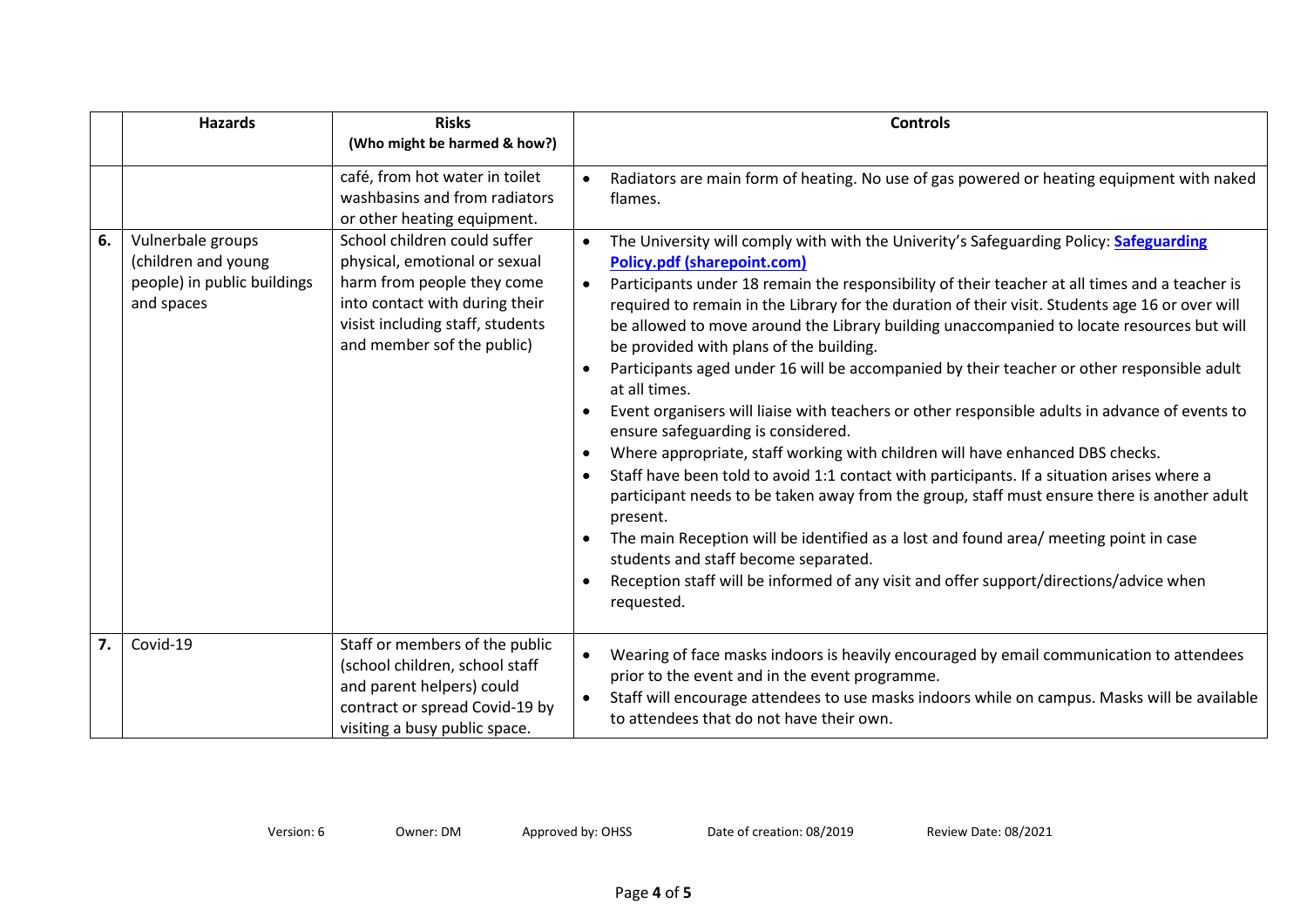|  | Hazards | Risks<br>(Who might be harmed & how?) | Controls |
|---|---|---|---|
|  |  | café, from hot water in toilet washbasins and from radiators or other heating equipment. | • Radiators are main form of heating. No use of gas powered or heating equipment with naked flames. |
| 6. | Vulnerbale groups (children and young people) in public buildings and spaces | School children could suffer physical, emotional or sexual harm from people they come into contact with during their visit including staff, students and member sof the public) | • The University will comply with with the Univerity's Safeguarding Policy: **[Safeguarding Policy.pdf (sharepoint.com)]**<br>• Participants under 18 remain the responsibility of their teacher at all times and a teacher is required to remain in the Library for the duration of their visit. Students age 16 or over will be allowed to move around the Library building unaccompanied to locate resources but will be provided with plans of the building.<br>• Participants aged under 16 will be accompanied by their teacher or other responsible adult at all times.<br>• Event organisers will liaise with teachers or other responsible adults in advance of events to ensure safeguarding is considered.<br>• Where appropriate, staff working with children will have enhanced DBS checks.<br>• Staff have been told to avoid 1:1 contact with participants. If a situation arises where a participant needs to be taken away from the group, staff must ensure there is another adult present.<br>• The main Reception will be identified as a lost and found area/ meeting point in case students and staff become separated.<br>• Reception staff will be informed of any visit and offer support/directions/advice when requested. |
| 7. | Covid-19 | Staff or members of the public (school children, school staff and parent helpers) could contract or spread Covid-19 by visiting a busy public space. | • Wearing of face masks indoors is heavily encouraged by email communication to attendees prior to the event and in the event programme.<br>• Staff will encourage attendees to use masks indoors while on campus. Masks will be available to attendees that do not have their own. |

Version: 6 Owner: DM Approved by: OHSS Date of creation: 08/2019 Review Date: 08/2021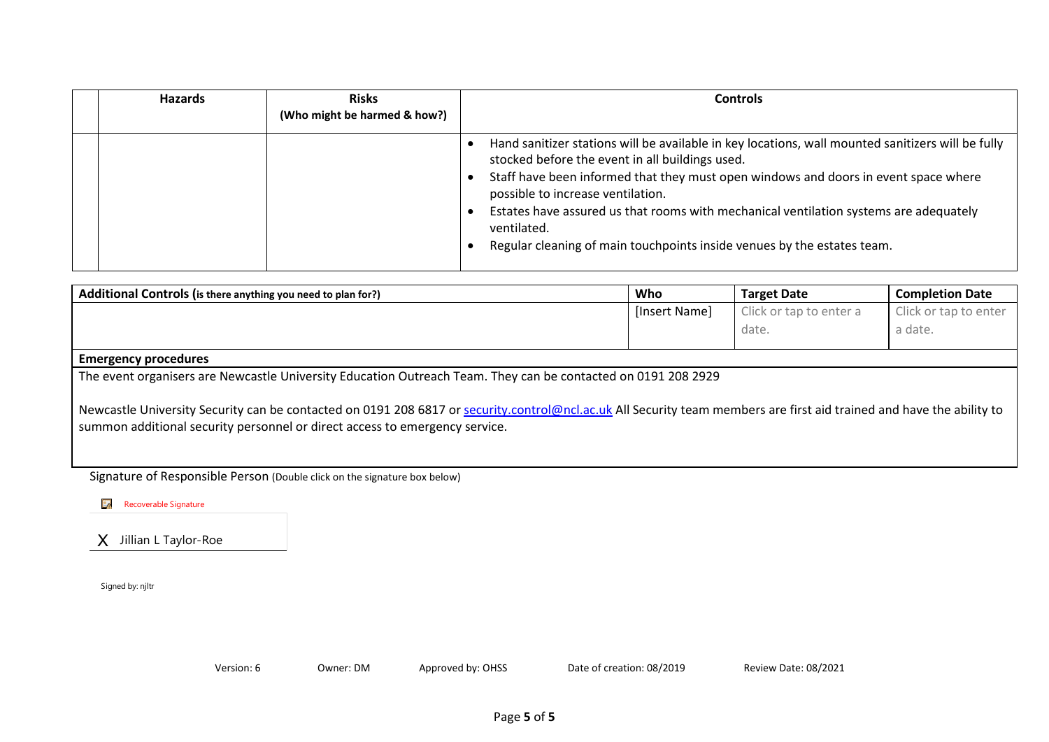| | Hazards | Risks (Who might be harmed & how?) | Controls |
|---|---|---|---|
| | | | • Hand sanitizer stations will be available in key locations, wall mounted sanitizers will be fully stocked before the event in all buildings used.<br>• Staff have been informed that they must open windows and doors in event space where possible to increase ventilation.<br>• Estates have assured us that rooms with mechanical ventilation systems are adequately ventilated.<br>• Regular cleaning of main touchpoints inside venues by the estates team. |

| Additional Controls (is there anything you need to plan for?) | Who | Target Date | Completion Date |
|---|---|---|---|
| | [Insert Name] | Click or tap to enter a date. | Click or tap to enter a date. |

**Emergency procedures**

The event organisers are Newcastle University Education Outreach Team. They can be contacted on 0191 208 2929

Newcastle University Security can be contacted on 0191 208 6817 or security.control@ncl.ac.uk All Security team members are first aid trained and have the ability to summon additional security personnel or direct access to emergency service.

Signature of Responsible Person (Double click on the signature box below)

Recoverable Signature

X Jillian L Taylor-Roe

Signed by: njltr

Version: 6 Owner: DM Approved by: OHSS Date of creation: 08/2019 Review Date: 08/2021